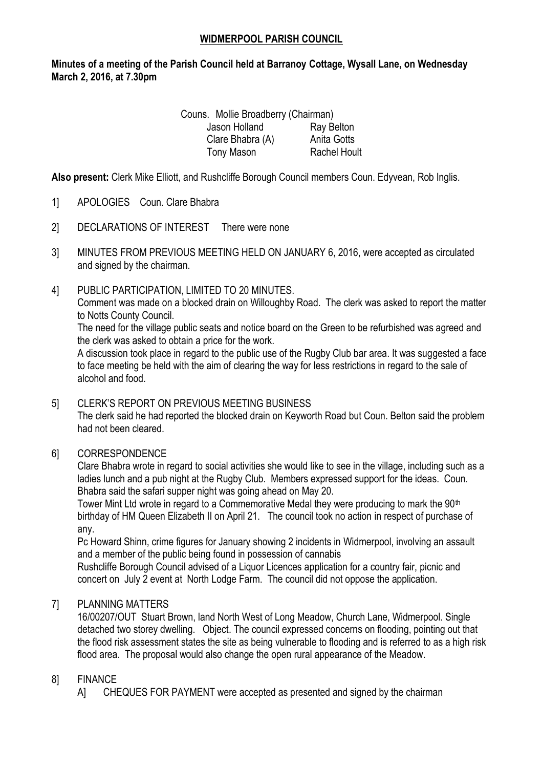## WIDMERPOOL PARISH COUNCIL

**Minutes of a meeting of the Parish Council held at Barranoy Cottage, Wysall Lane, on Wednesday March 2, 2016, at 7.30pm**

Couns. Mollie Broadberry (Chairman)

| | |
|---|---|
| Jason Holland | Ray Belton |
| Clare Bhabra (A) | Anita Gotts |
| Tony Mason | Rachel Hoult |

**Also present:** Clerk Mike Elliott, and Rushcliffe Borough Council members Coun. Edyvean, Rob Inglis.

1] APOLOGIES Coun. Clare Bhabra

2] DECLARATIONS OF INTEREST There were none

3] MINUTES FROM PREVIOUS MEETING HELD ON JANUARY 6, 2016, were accepted as circulated and signed by the chairman.

4] PUBLIC PARTICIPATION, LIMITED TO 20 MINUTES.
Comment was made on a blocked drain on Willoughby Road. The clerk was asked to report the matter to Notts County Council.
The need for the village public seats and notice board on the Green to be refurbished was agreed and the clerk was asked to obtain a price for the work.
A discussion took place in regard to the public use of the Rugby Club bar area. It was suggested a face to face meeting be held with the aim of clearing the way for less restrictions in regard to the sale of alcohol and food.

5] CLERK'S REPORT ON PREVIOUS MEETING BUSINESS
The clerk said he had reported the blocked drain on Keyworth Road but Coun. Belton said the problem had not been cleared.

6] CORRESPONDENCE
Clare Bhabra wrote in regard to social activities she would like to see in the village, including such as a ladies lunch and a pub night at the Rugby Club. Members expressed support for the ideas. Coun. Bhabra said the safari supper night was going ahead on May 20.
Tower Mint Ltd wrote in regard to a Commemorative Medal they were producing to mark the 90th birthday of HM Queen Elizabeth II on April 21. The council took no action in respect of purchase of any.
Pc Howard Shinn, crime figures for January showing 2 incidents in Widmerpool, involving an assault and a member of the public being found in possession of cannabis
Rushcliffe Borough Council advised of a Liquor Licences application for a country fair, picnic and concert on July 2 event at North Lodge Farm. The council did not oppose the application.

7] PLANNING MATTERS
16/00207/OUT Stuart Brown, land North West of Long Meadow, Church Lane, Widmerpool. Single detached two storey dwelling. Object. The council expressed concerns on flooding, pointing out that the flood risk assessment states the site as being vulnerable to flooding and is referred to as a high risk flood area. The proposal would also change the open rural appearance of the Meadow.

8] FINANCE
A] CHEQUES FOR PAYMENT were accepted as presented and signed by the chairman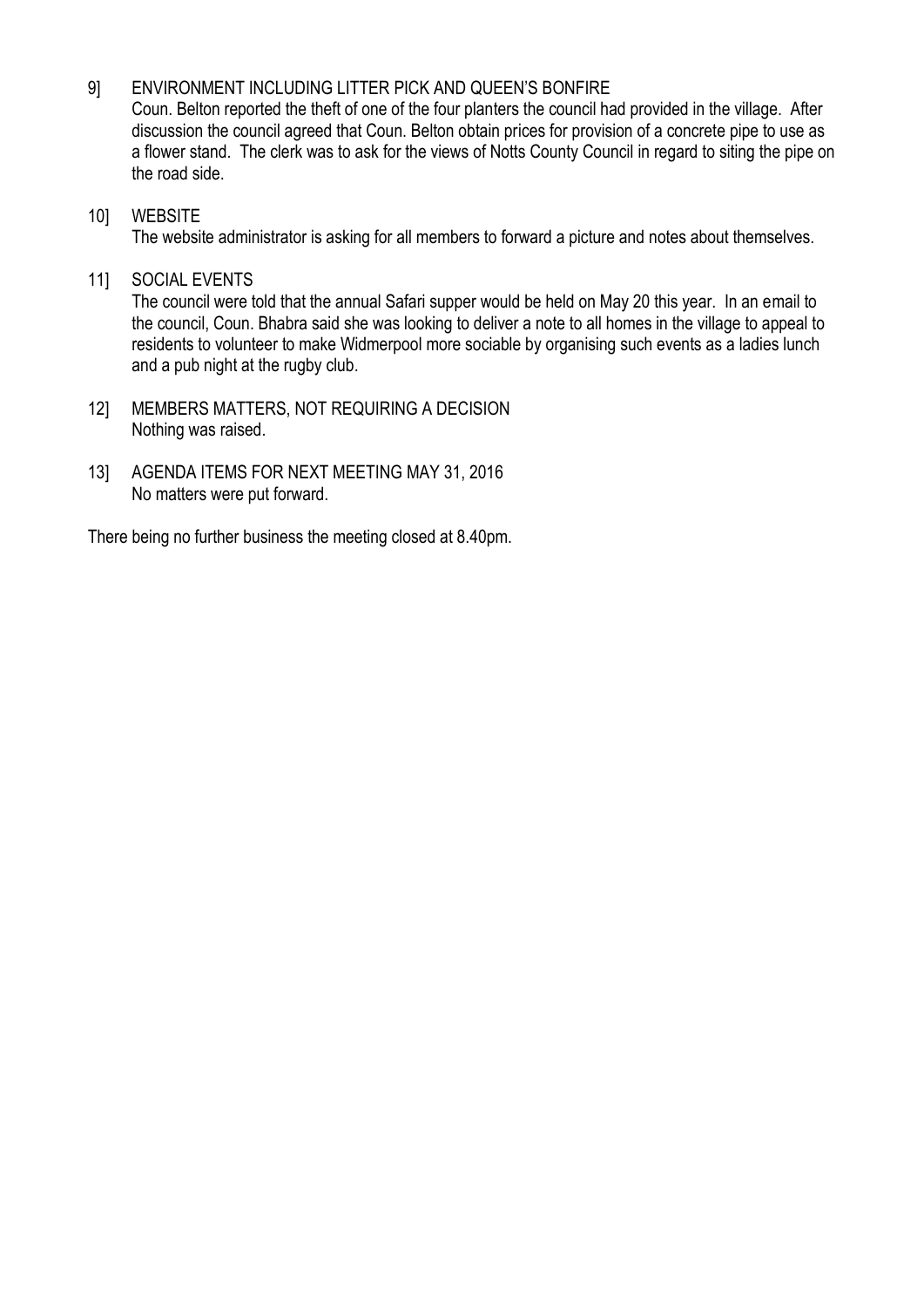9] ENVIRONMENT INCLUDING LITTER PICK AND QUEEN'S BONFIRE

Coun. Belton reported the theft of one of the four planters the council had provided in the village. After discussion the council agreed that Coun. Belton obtain prices for provision of a concrete pipe to use as a flower stand. The clerk was to ask for the views of Notts County Council in regard to siting the pipe on the road side.

10] WEBSITE

The website administrator is asking for all members to forward a picture and notes about themselves.

11] SOCIAL EVENTS

The council were told that the annual Safari supper would be held on May 20 this year. In an email to the council, Coun. Bhabra said she was looking to deliver a note to all homes in the village to appeal to residents to volunteer to make Widmerpool more sociable by organising such events as a ladies lunch and a pub night at the rugby club.

12] MEMBERS MATTERS, NOT REQUIRING A DECISION

Nothing was raised.

13] AGENDA ITEMS FOR NEXT MEETING MAY 31, 2016

No matters were put forward.

There being no further business the meeting closed at 8.40pm.